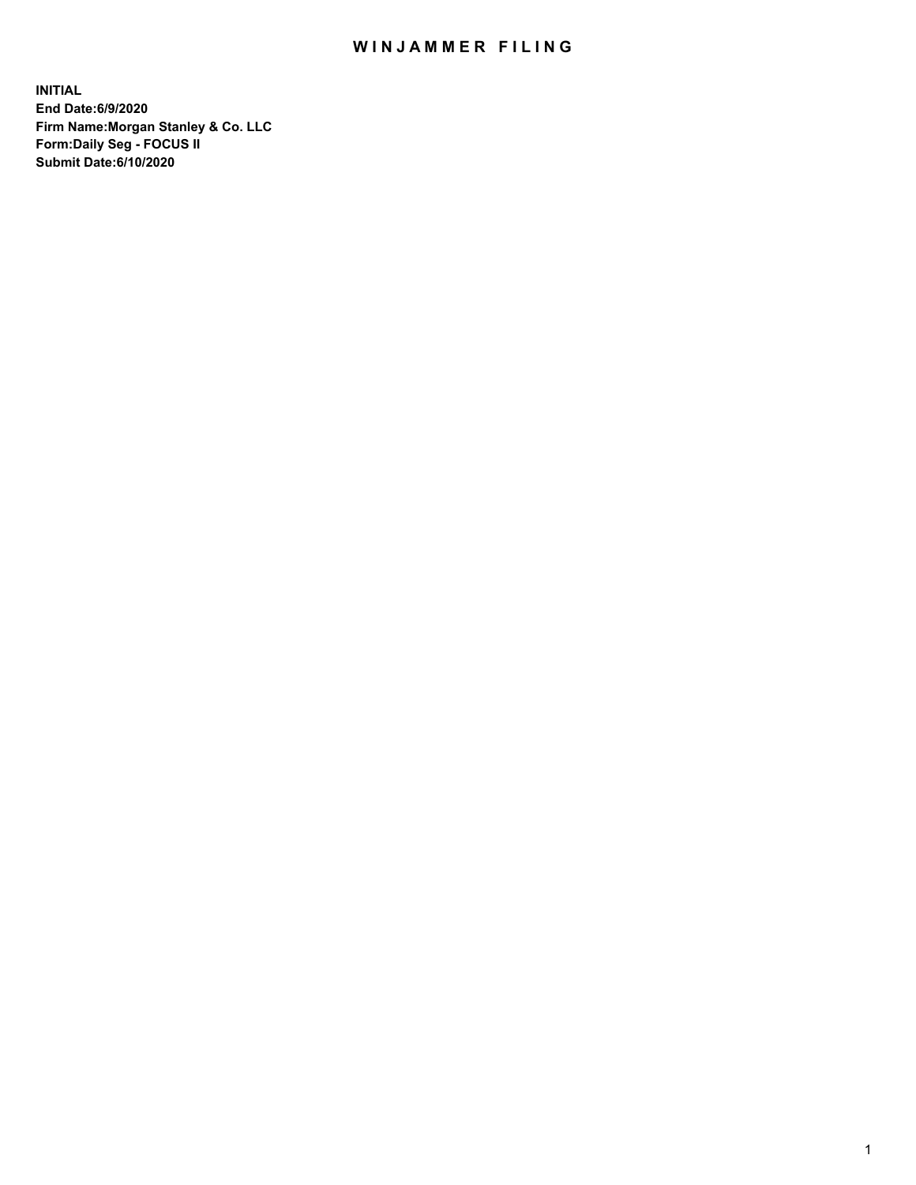# WINJAMMER FILING

**INITIAL**
**End Date:6/9/2020**
**Firm Name:Morgan Stanley & Co. LLC**
**Form:Daily Seg - FOCUS II**
**Submit Date:6/10/2020**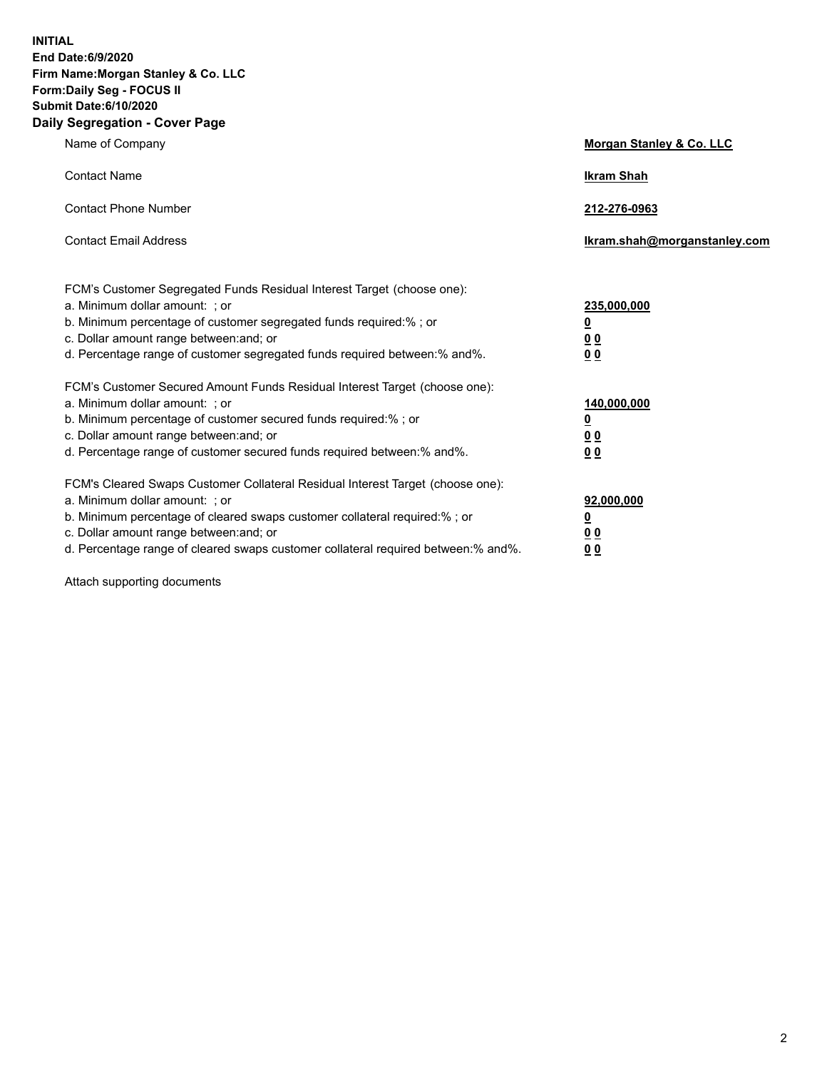**INITIAL**
**End Date:6/9/2020**
**Firm Name:Morgan Stanley & Co. LLC**
**Form:Daily Seg - FOCUS II**
**Submit Date:6/10/2020**

## Daily Segregation - Cover Page

| | |
|---|---|
| Name of Company | **Morgan Stanley & Co. LLC** |
| Contact Name | **Ikram Shah** |
| Contact Phone Number | **212-276-0963** |
| Contact Email Address | **Ikram.shah@morganstanley.com** |

FCM's Customer Segregated Funds Residual Interest Target (choose one):

| | |
|---|---|
| a. Minimum dollar amount: ; or | **235,000,000** |
| b. Minimum percentage of customer segregated funds required:% ; or | **0** |
| c. Dollar amount range between:and; or | **0 0** |
| d. Percentage range of customer segregated funds required between:% and%. | **0 0** |

FCM's Customer Secured Amount Funds Residual Interest Target (choose one):

| | |
|---|---|
| a. Minimum dollar amount: ; or | **140,000,000** |
| b. Minimum percentage of customer secured funds required:% ; or | **0** |
| c. Dollar amount range between:and; or | **0 0** |
| d. Percentage range of customer secured funds required between:% and%. | **0 0** |

FCM's Cleared Swaps Customer Collateral Residual Interest Target (choose one):

| | |
|---|---|
| a. Minimum dollar amount: ; or | **92,000,000** |
| b. Minimum percentage of cleared swaps customer collateral required:% ; or | **0** |
| c. Dollar amount range between:and; or | **0 0** |
| d. Percentage range of cleared swaps customer collateral required between:% and%. | **0 0** |

Attach supporting documents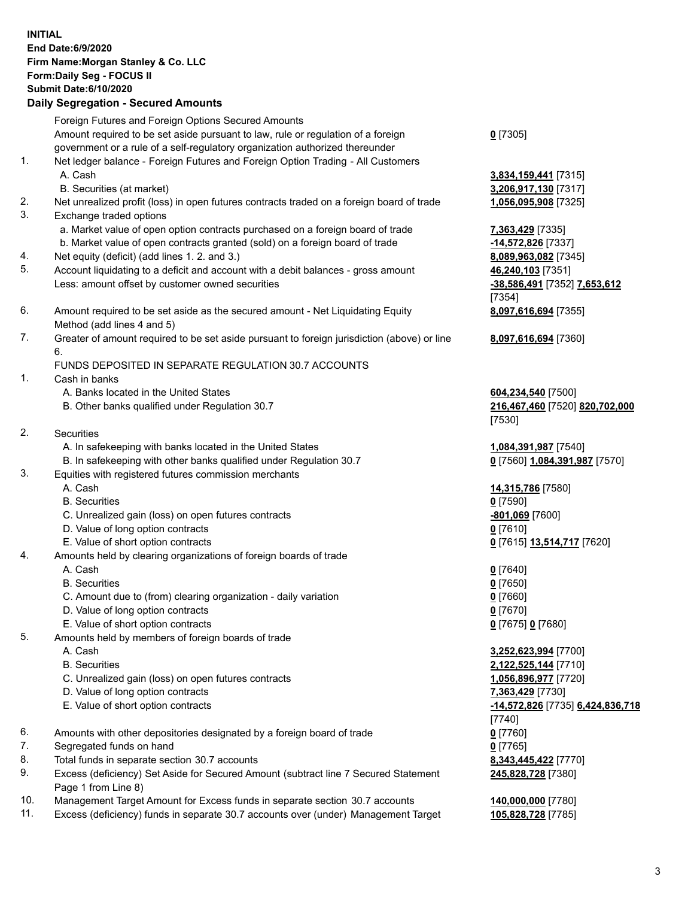**INITIAL**
**End Date:6/9/2020**
**Firm Name:Morgan Stanley & Co. LLC**
**Form:Daily Seg - FOCUS II**
**Submit Date:6/10/2020**

**Daily Segregation - Secured Amounts**

| | | |
|---|---|---|
| | Foreign Futures and Foreign Options Secured Amounts | |
| | Amount required to be set aside pursuant to law, rule or regulation of a foreign government or a rule of a self-regulatory organization authorized thereunder | **0** [7305] |
| 1. | Net ledger balance - Foreign Futures and Foreign Option Trading - All Customers | |
| | A. Cash | **3,834,159,441** [7315] |
| | B. Securities (at market) | **3,206,917,130** [7317] |
| 2. | Net unrealized profit (loss) in open futures contracts traded on a foreign board of trade | **1,056,095,908** [7325] |
| 3. | Exchange traded options | |
| | a. Market value of open option contracts purchased on a foreign board of trade | **7,363,429** [7335] |
| | b. Market value of open contracts granted (sold) on a foreign board of trade | **-14,572,826** [7337] |
| 4. | Net equity (deficit) (add lines 1. 2. and 3.) | **8,089,963,082** [7345] |
| 5. | Account liquidating to a deficit and account with a debit balances - gross amount | **46,240,103** [7351] |
| | Less: amount offset by customer owned securities | **-38,586,491** [7352] **7,653,612** [7354] |
| 6. | Amount required to be set aside as the secured amount - Net Liquidating Equity Method (add lines 4 and 5) | **8,097,616,694** [7355] |
| 7. | Greater of amount required to be set aside pursuant to foreign jurisdiction (above) or line 6. | **8,097,616,694** [7360] |
| | FUNDS DEPOSITED IN SEPARATE REGULATION 30.7 ACCOUNTS | |
| 1. | Cash in banks | |
| | A. Banks located in the United States | **604,234,540** [7500] |
| | B. Other banks qualified under Regulation 30.7 | **216,467,460** [7520] **820,702,000** [7530] |
| 2. | Securities | |
| | A. In safekeeping with banks located in the United States | **1,084,391,987** [7540] |
| | B. In safekeeping with other banks qualified under Regulation 30.7 | **0** [7560] **1,084,391,987** [7570] |
| 3. | Equities with registered futures commission merchants | |
| | A. Cash | **14,315,786** [7580] |
| | B. Securities | **0** [7590] |
| | C. Unrealized gain (loss) on open futures contracts | **-801,069** [7600] |
| | D. Value of long option contracts | **0** [7610] |
| | E. Value of short option contracts | **0** [7615] **13,514,717** [7620] |
| 4. | Amounts held by clearing organizations of foreign boards of trade | |
| | A. Cash | **0** [7640] |
| | B. Securities | **0** [7650] |
| | C. Amount due to (from) clearing organization - daily variation | **0** [7660] |
| | D. Value of long option contracts | **0** [7670] |
| | E. Value of short option contracts | **0** [7675] **0** [7680] |
| 5. | Amounts held by members of foreign boards of trade | |
| | A. Cash | **3,252,623,994** [7700] |
| | B. Securities | **2,122,525,144** [7710] |
| | C. Unrealized gain (loss) on open futures contracts | **1,056,896,977** [7720] |
| | D. Value of long option contracts | **7,363,429** [7730] |
| | E. Value of short option contracts | **-14,572,826** [7735] **6,424,836,718** [7740] |
| 6. | Amounts with other depositories designated by a foreign board of trade | **0** [7760] |
| 7. | Segregated funds on hand | **0** [7765] |
| 8. | Total funds in separate section 30.7 accounts | **8,343,445,422** [7770] |
| 9. | Excess (deficiency) Set Aside for Secured Amount (subtract line 7 Secured Statement Page 1 from Line 8) | **245,828,728** [7380] |
| 10. | Management Target Amount for Excess funds in separate section 30.7 accounts | **140,000,000** [7780] |
| 11. | Excess (deficiency) funds in separate 30.7 accounts over (under) Management Target | **105,828,728** [7785] |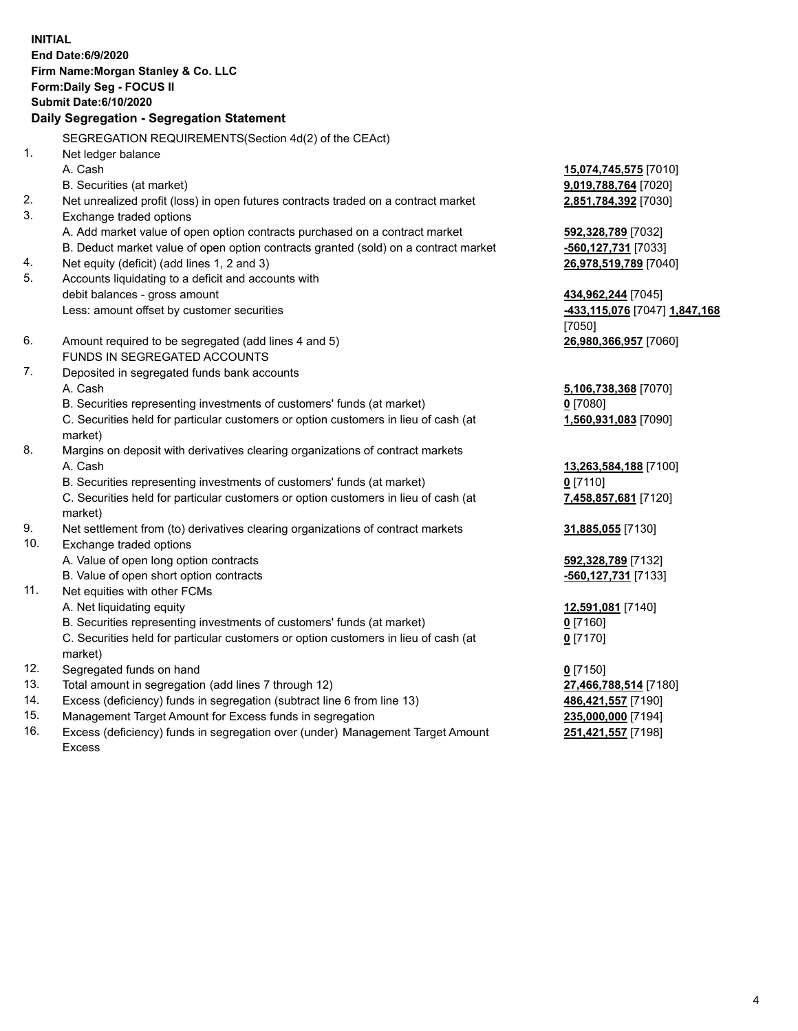**INITIAL**
**End Date:6/9/2020**
**Firm Name:Morgan Stanley & Co. LLC**
**Form:Daily Seg - FOCUS II**
**Submit Date:6/10/2020**

**Daily Segregation - Segregation Statement**

| | | |
|---|---|---|
| | SEGREGATION REQUIREMENTS(Section 4d(2) of the CEAct) | |
| 1. | Net ledger balance | |
| | A. Cash | **15,074,745,575** [7010] |
| | B. Securities (at market) | **9,019,788,764** [7020] |
| 2. | Net unrealized profit (loss) in open futures contracts traded on a contract market | **2,851,784,392** [7030] |
| 3. | Exchange traded options | |
| | A. Add market value of open option contracts purchased on a contract market | **592,328,789** [7032] |
| | B. Deduct market value of open option contracts granted (sold) on a contract market | **-560,127,731** [7033] |
| 4. | Net equity (deficit) (add lines 1, 2 and 3) | **26,978,519,789** [7040] |
| 5. | Accounts liquidating to a deficit and accounts with debit balances - gross amount | **434,962,244** [7045] |
| | Less: amount offset by customer securities | **-433,115,076** [7047] **1,847,168** [7050] |
| 6. | Amount required to be segregated (add lines 4 and 5) | **26,980,366,957** [7060] |
| | FUNDS IN SEGREGATED ACCOUNTS | |
| 7. | Deposited in segregated funds bank accounts | |
| | A. Cash | **5,106,738,368** [7070] |
| | B. Securities representing investments of customers' funds (at market) | **0** [7080] |
| | C. Securities held for particular customers or option customers in lieu of cash (at market) | **1,560,931,083** [7090] |
| 8. | Margins on deposit with derivatives clearing organizations of contract markets | |
| | A. Cash | **13,263,584,188** [7100] |
| | B. Securities representing investments of customers' funds (at market) | **0** [7110] |
| | C. Securities held for particular customers or option customers in lieu of cash (at market) | **7,458,857,681** [7120] |
| 9. | Net settlement from (to) derivatives clearing organizations of contract markets | **31,885,055** [7130] |
| 10. | Exchange traded options | |
| | A. Value of open long option contracts | **592,328,789** [7132] |
| | B. Value of open short option contracts | **-560,127,731** [7133] |
| 11. | Net equities with other FCMs | |
| | A. Net liquidating equity | **12,591,081** [7140] |
| | B. Securities representing investments of customers' funds (at market) | **0** [7160] |
| | C. Securities held for particular customers or option customers in lieu of cash (at market) | **0** [7170] |
| 12. | Segregated funds on hand | **0** [7150] |
| 13. | Total amount in segregation (add lines 7 through 12) | **27,466,788,514** [7180] |
| 14. | Excess (deficiency) funds in segregation (subtract line 6 from line 13) | **486,421,557** [7190] |
| 15. | Management Target Amount for Excess funds in segregation | **235,000,000** [7194] |
| 16. | Excess (deficiency) funds in segregation over (under) Management Target Amount Excess | **251,421,557** [7198] |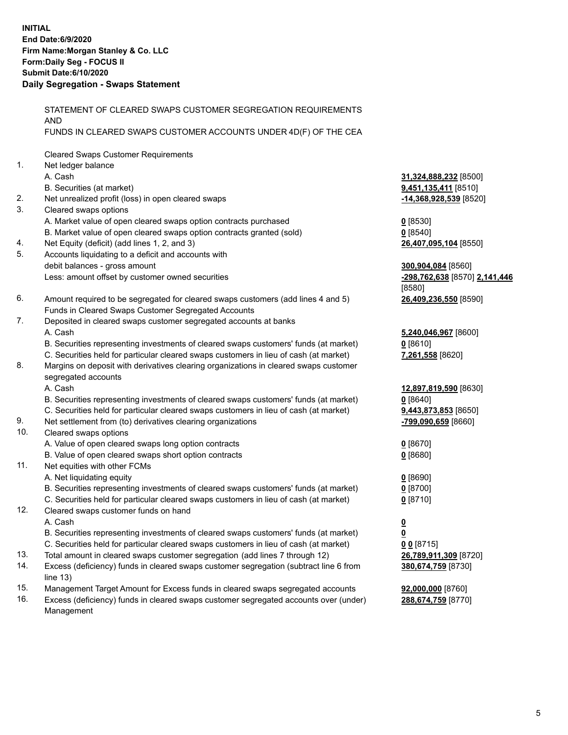**INITIAL**
**End Date:6/9/2020**
**Firm Name:Morgan Stanley & Co. LLC**
**Form:Daily Seg - FOCUS II**
**Submit Date:6/10/2020**
**Daily Segregation - Swaps Statement**

STATEMENT OF CLEARED SWAPS CUSTOMER SEGREGATION REQUIREMENTS AND FUNDS IN CLEARED SWAPS CUSTOMER ACCOUNTS UNDER 4D(F) OF THE CEA

| | | |
|---|---|---|
| | Cleared Swaps Customer Requirements | |
| 1. | Net ledger balance | |
| | A. Cash | **31,324,888,232** [8500] |
| | B. Securities (at market) | **9,451,135,411** [8510] |
| 2. | Net unrealized profit (loss) in open cleared swaps | **-14,368,928,539** [8520] |
| 3. | Cleared swaps options | |
| | A. Market value of open cleared swaps option contracts purchased | **0** [8530] |
| | B. Market value of open cleared swaps option contracts granted (sold) | **0** [8540] |
| 4. | Net Equity (deficit) (add lines 1, 2, and 3) | **26,407,095,104** [8550] |
| 5. | Accounts liquidating to a deficit and accounts with debit balances - gross amount | **300,904,084** [8560] |
| | Less: amount offset by customer owned securities | **-298,762,638** [8570] **2,141,446** [8580] |
| 6. | Amount required to be segregated for cleared swaps customers (add lines 4 and 5) | **26,409,236,550** [8590] |
| | Funds in Cleared Swaps Customer Segregated Accounts | |
| 7. | Deposited in cleared swaps customer segregated accounts at banks | |
| | A. Cash | **5,240,046,967** [8600] |
| | B. Securities representing investments of cleared swaps customers' funds (at market) | **0** [8610] |
| | C. Securities held for particular cleared swaps customers in lieu of cash (at market) | **7,261,558** [8620] |
| 8. | Margins on deposit with derivatives clearing organizations in cleared swaps customer segregated accounts | |
| | A. Cash | **12,897,819,590** [8630] |
| | B. Securities representing investments of cleared swaps customers' funds (at market) | **0** [8640] |
| | C. Securities held for particular cleared swaps customers in lieu of cash (at market) | **9,443,873,853** [8650] |
| 9. | Net settlement from (to) derivatives clearing organizations | **-799,090,659** [8660] |
| 10. | Cleared swaps options | |
| | A. Value of open cleared swaps long option contracts | **0** [8670] |
| | B. Value of open cleared swaps short option contracts | **0** [8680] |
| 11. | Net equities with other FCMs | |
| | A. Net liquidating equity | **0** [8690] |
| | B. Securities representing investments of cleared swaps customers' funds (at market) | **0** [8700] |
| | C. Securities held for particular cleared swaps customers in lieu of cash (at market) | **0** [8710] |
| 12. | Cleared swaps customer funds on hand | |
| | A. Cash | **0** |
| | B. Securities representing investments of cleared swaps customers' funds (at market) | **0** |
| | C. Securities held for particular cleared swaps customers in lieu of cash (at market) | **0** **0** [8715] |
| 13. | Total amount in cleared swaps customer segregation (add lines 7 through 12) | **26,789,911,309** [8720] |
| 14. | Excess (deficiency) funds in cleared swaps customer segregation (subtract line 6 from line 13) | **380,674,759** [8730] |
| 15. | Management Target Amount for Excess funds in cleared swaps segregated accounts | **92,000,000** [8760] |
| 16. | Excess (deficiency) funds in cleared swaps customer segregated accounts over (under) Management | **288,674,759** [8770] |